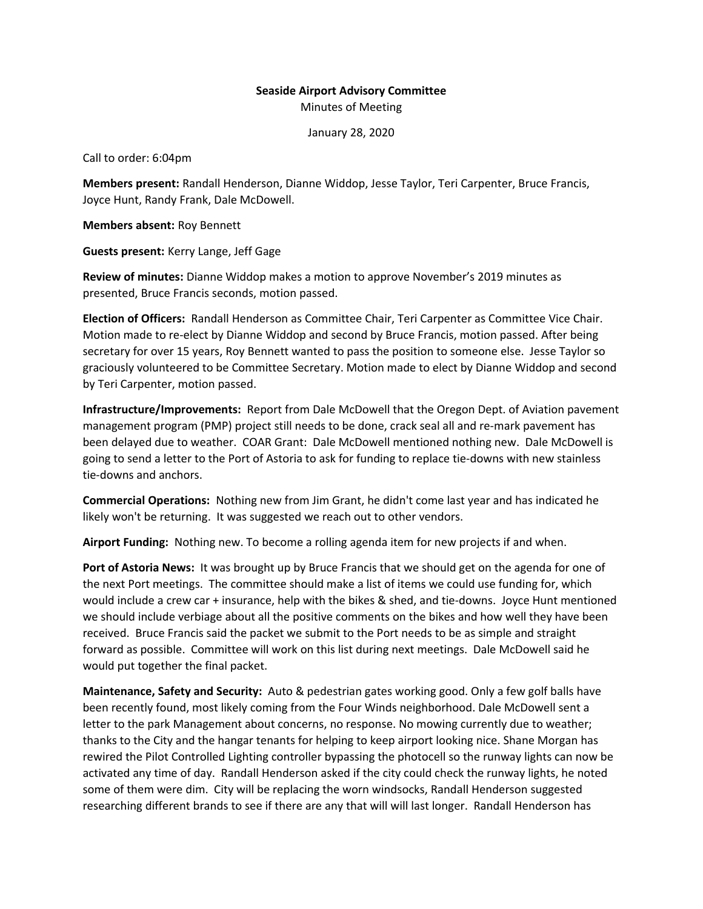**Seaside Airport Advisory Committee**

Minutes of Meeting

January 28, 2020

Call to order: 6:04pm

**Members present:** Randall Henderson, Dianne Widdop, Jesse Taylor, Teri Carpenter, Bruce Francis, Joyce Hunt, Randy Frank, Dale McDowell.

**Members absent:** Roy Bennett

**Guests present:** Kerry Lange, Jeff Gage

**Review of minutes:** Dianne Widdop makes a motion to approve November's 2019 minutes as presented, Bruce Francis seconds, motion passed.

**Election of Officers:** Randall Henderson as Committee Chair, Teri Carpenter as Committee Vice Chair. Motion made to re-elect by Dianne Widdop and second by Bruce Francis, motion passed. After being secretary for over 15 years, Roy Bennett wanted to pass the position to someone else. Jesse Taylor so graciously volunteered to be Committee Secretary. Motion made to elect by Dianne Widdop and second by Teri Carpenter, motion passed.

**Infrastructure/Improvements:** Report from Dale McDowell that the Oregon Dept. of Aviation pavement management program (PMP) project still needs to be done, crack seal all and re-mark pavement has been delayed due to weather. COAR Grant: Dale McDowell mentioned nothing new. Dale McDowell is going to send a letter to the Port of Astoria to ask for funding to replace tie-downs with new stainless tie-downs and anchors.

**Commercial Operations:** Nothing new from Jim Grant, he didn't come last year and has indicated he likely won't be returning. It was suggested we reach out to other vendors.

**Airport Funding:** Nothing new. To become a rolling agenda item for new projects if and when.

**Port of Astoria News:** It was brought up by Bruce Francis that we should get on the agenda for one of the next Port meetings. The committee should make a list of items we could use funding for, which would include a crew car + insurance, help with the bikes & shed, and tie-downs. Joyce Hunt mentioned we should include verbiage about all the positive comments on the bikes and how well they have been received. Bruce Francis said the packet we submit to the Port needs to be as simple and straight forward as possible. Committee will work on this list during next meetings. Dale McDowell said he would put together the final packet.

**Maintenance, Safety and Security:** Auto & pedestrian gates working good. Only a few golf balls have been recently found, most likely coming from the Four Winds neighborhood. Dale McDowell sent a letter to the park Management about concerns, no response. No mowing currently due to weather; thanks to the City and the hangar tenants for helping to keep airport looking nice. Shane Morgan has rewired the Pilot Controlled Lighting controller bypassing the photocell so the runway lights can now be activated any time of day. Randall Henderson asked if the city could check the runway lights, he noted some of them were dim. City will be replacing the worn windsocks, Randall Henderson suggested researching different brands to see if there are any that will will last longer. Randall Henderson has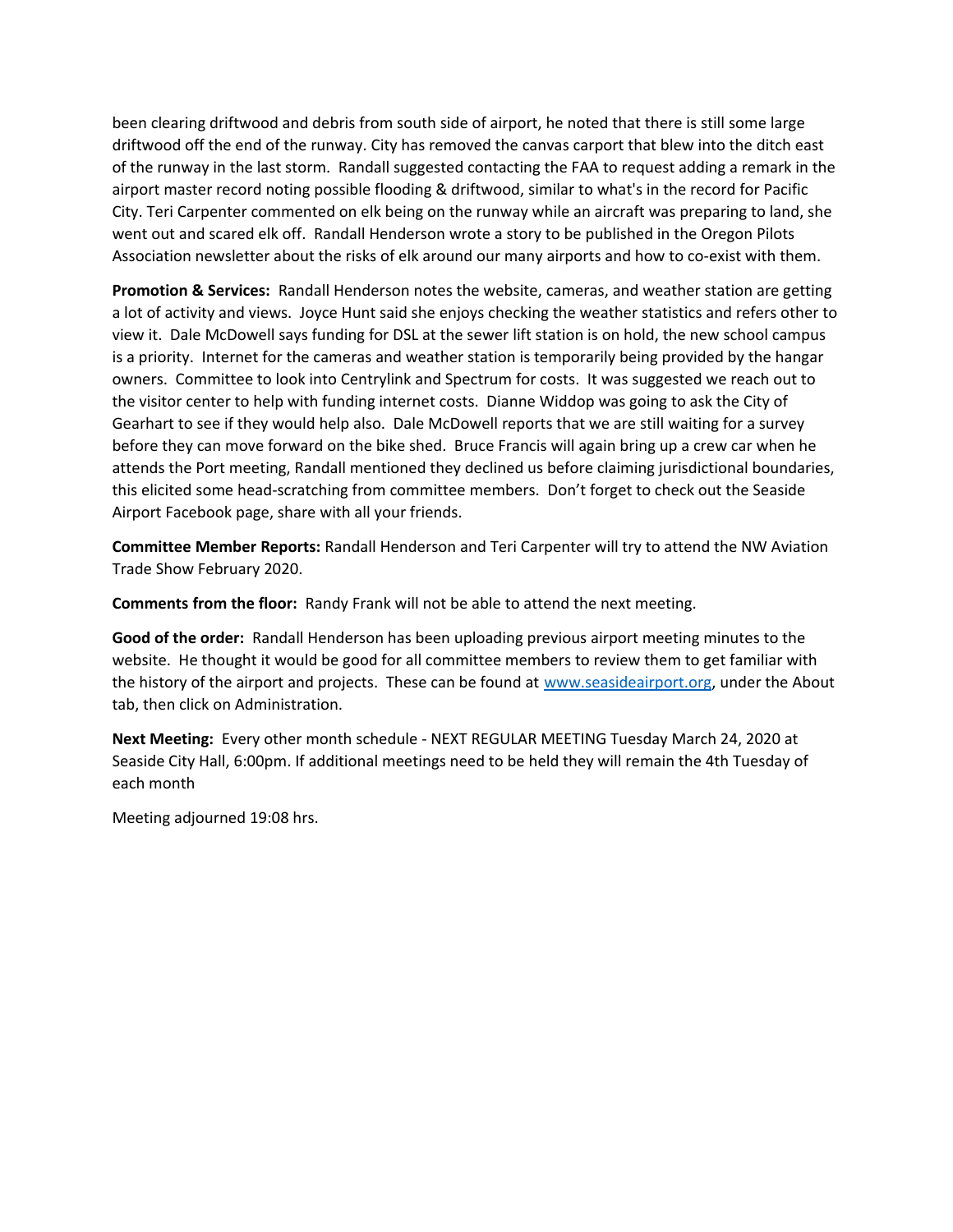been clearing driftwood and debris from south side of airport, he noted that there is still some large driftwood off the end of the runway. City has removed the canvas carport that blew into the ditch east of the runway in the last storm. Randall suggested contacting the FAA to request adding a remark in the airport master record noting possible flooding & driftwood, similar to what's in the record for Pacific City. Teri Carpenter commented on elk being on the runway while an aircraft was preparing to land, she went out and scared elk off. Randall Henderson wrote a story to be published in the Oregon Pilots Association newsletter about the risks of elk around our many airports and how to co-exist with them.

**Promotion & Services:** Randall Henderson notes the website, cameras, and weather station are getting a lot of activity and views. Joyce Hunt said she enjoys checking the weather statistics and refers other to view it. Dale McDowell says funding for DSL at the sewer lift station is on hold, the new school campus is a priority. Internet for the cameras and weather station is temporarily being provided by the hangar owners. Committee to look into Centrylink and Spectrum for costs. It was suggested we reach out to the visitor center to help with funding internet costs. Dianne Widdop was going to ask the City of Gearhart to see if they would help also. Dale McDowell reports that we are still waiting for a survey before they can move forward on the bike shed. Bruce Francis will again bring up a crew car when he attends the Port meeting, Randall mentioned they declined us before claiming jurisdictional boundaries, this elicited some head-scratching from committee members. Don't forget to check out the Seaside Airport Facebook page, share with all your friends.

**Committee Member Reports:** Randall Henderson and Teri Carpenter will try to attend the NW Aviation Trade Show February 2020.

**Comments from the floor:** Randy Frank will not be able to attend the next meeting.

**Good of the order:** Randall Henderson has been uploading previous airport meeting minutes to the website. He thought it would be good for all committee members to review them to get familiar with the history of the airport and projects. These can be found at www.seasideairport.org, under the About tab, then click on Administration.

**Next Meeting:** Every other month schedule - NEXT REGULAR MEETING Tuesday March 24, 2020 at Seaside City Hall, 6:00pm. If additional meetings need to be held they will remain the 4th Tuesday of each month

Meeting adjourned 19:08 hrs.